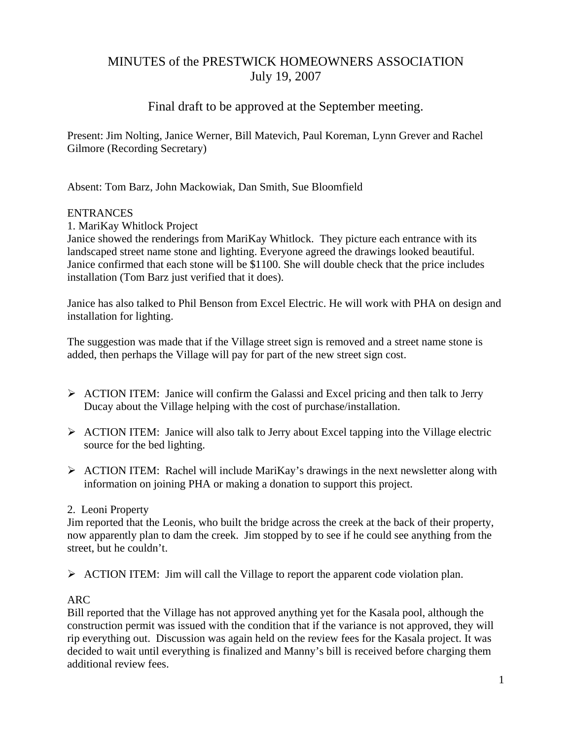# MINUTES of the PRESTWICK HOMEOWNERS ASSOCIATION
## July 19, 2007

### Final draft to be approved at the September meeting.

Present: Jim Nolting, Janice Werner, Bill Matevich, Paul Koreman, Lynn Grever and Rachel Gilmore (Recording Secretary)

Absent: Tom Barz, John Mackowiak, Dan Smith, Sue Bloomfield

ENTRANCES

1. MariKay Whitlock Project

Janice showed the renderings from MariKay Whitlock. They picture each entrance with its landscaped street name stone and lighting. Everyone agreed the drawings looked beautiful. Janice confirmed that each stone will be $1100. She will double check that the price includes installation (Tom Barz just verified that it does).

Janice has also talked to Phil Benson from Excel Electric. He will work with PHA on design and installation for lighting.

The suggestion was made that if the Village street sign is removed and a street name stone is added, then perhaps the Village will pay for part of the new street sign cost.

- ACTION ITEM: Janice will confirm the Galassi and Excel pricing and then talk to Jerry Ducay about the Village helping with the cost of purchase/installation.
- ACTION ITEM: Janice will also talk to Jerry about Excel tapping into the Village electric source for the bed lighting.
- ACTION ITEM: Rachel will include MariKay's drawings in the next newsletter along with information on joining PHA or making a donation to support this project.

2. Leoni Property

Jim reported that the Leonis, who built the bridge across the creek at the back of their property, now apparently plan to dam the creek. Jim stopped by to see if he could see anything from the street, but he couldn't.

- ACTION ITEM: Jim will call the Village to report the apparent code violation plan.

ARC

Bill reported that the Village has not approved anything yet for the Kasala pool, although the construction permit was issued with the condition that if the variance is not approved, they will rip everything out. Discussion was again held on the review fees for the Kasala project. It was decided to wait until everything is finalized and Manny's bill is received before charging them additional review fees.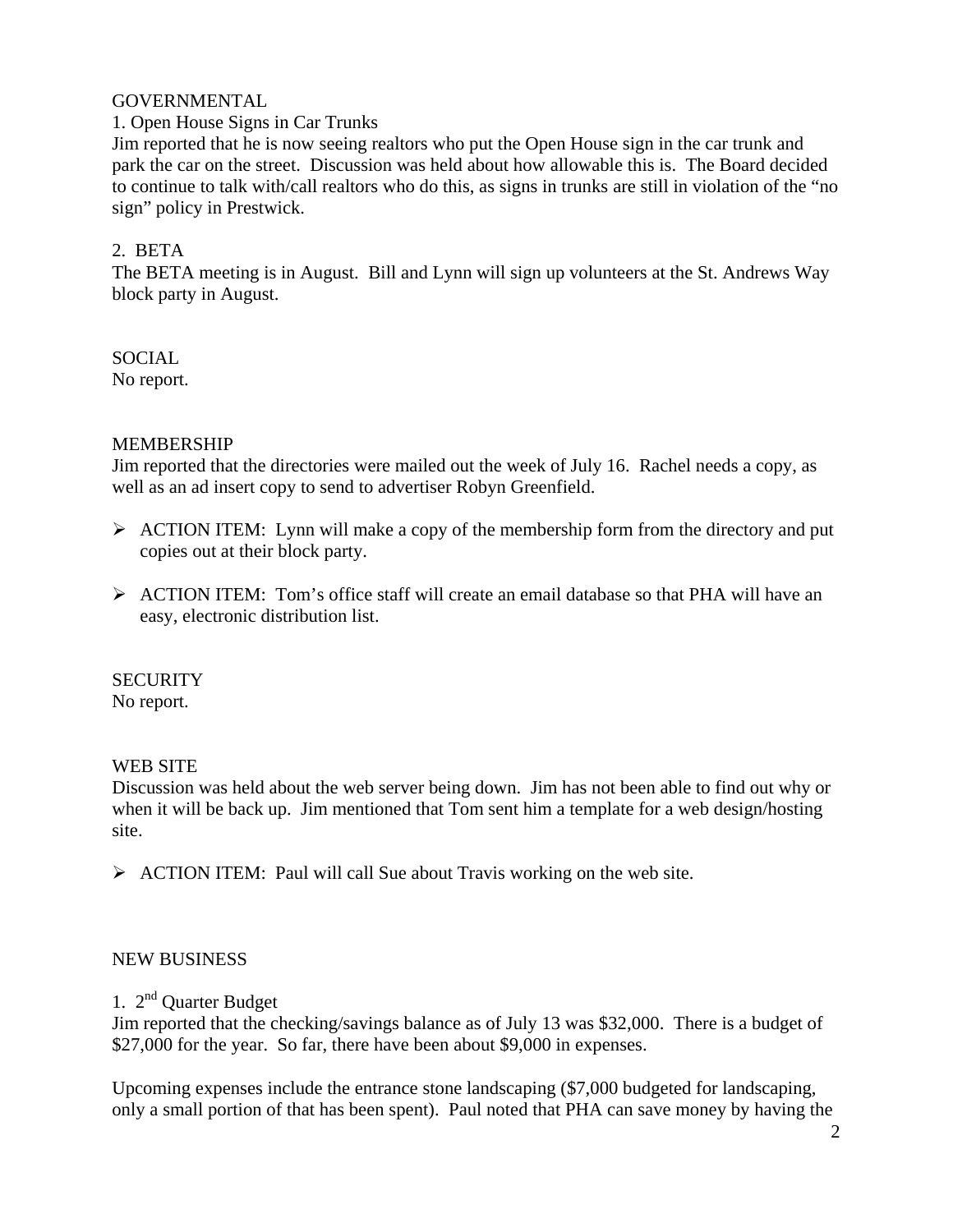## GOVERNMENTAL

### 1. Open House Signs in Car Trunks

Jim reported that he is now seeing realtors who put the Open House sign in the car trunk and park the car on the street. Discussion was held about how allowable this is. The Board decided to continue to talk with/call realtors who do this, as signs in trunks are still in violation of the "no sign" policy in Prestwick.

### 2. BETA

The BETA meeting is in August. Bill and Lynn will sign up volunteers at the St. Andrews Way block party in August.

## SOCIAL

No report.

## MEMBERSHIP

Jim reported that the directories were mailed out the week of July 16. Rachel needs a copy, as well as an ad insert copy to send to advertiser Robyn Greenfield.

- ACTION ITEM: Lynn will make a copy of the membership form from the directory and put copies out at their block party.
- ACTION ITEM: Tom's office staff will create an email database so that PHA will have an easy, electronic distribution list.

## SECURITY

No report.

## WEB SITE

Discussion was held about the web server being down. Jim has not been able to find out why or when it will be back up. Jim mentioned that Tom sent him a template for a web design/hosting site.

- ACTION ITEM: Paul will call Sue about Travis working on the web site.

## NEW BUSINESS

### 1. 2nd Quarter Budget

Jim reported that the checking/savings balance as of July 13 was $32,000. There is a budget of $27,000 for the year. So far, there have been about $9,000 in expenses.

Upcoming expenses include the entrance stone landscaping ($7,000 budgeted for landscaping, only a small portion of that has been spent). Paul noted that PHA can save money by having the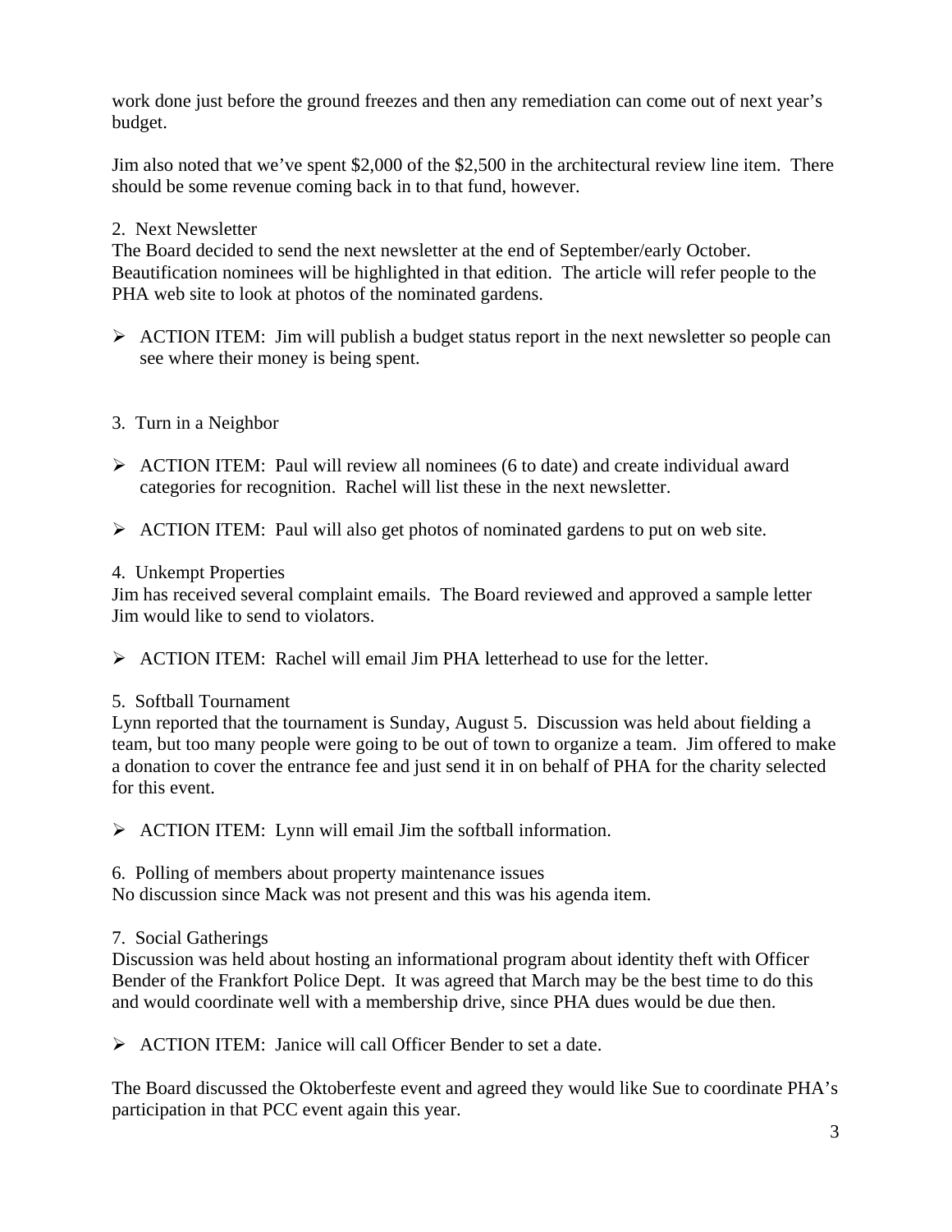work done just before the ground freezes and then any remediation can come out of next year's budget.

Jim also noted that we've spent $2,000 of the $2,500 in the architectural review line item. There should be some revenue coming back in to that fund, however.

2. Next Newsletter
The Board decided to send the next newsletter at the end of September/early October. Beautification nominees will be highlighted in that edition. The article will refer people to the PHA web site to look at photos of the nominated gardens.

- ACTION ITEM: Jim will publish a budget status report in the next newsletter so people can see where their money is being spent.

3. Turn in a Neighbor

- ACTION ITEM: Paul will review all nominees (6 to date) and create individual award categories for recognition. Rachel will list these in the next newsletter.

- ACTION ITEM: Paul will also get photos of nominated gardens to put on web site.

4. Unkempt Properties
Jim has received several complaint emails. The Board reviewed and approved a sample letter Jim would like to send to violators.

- ACTION ITEM: Rachel will email Jim PHA letterhead to use for the letter.

5. Softball Tournament
Lynn reported that the tournament is Sunday, August 5. Discussion was held about fielding a team, but too many people were going to be out of town to organize a team. Jim offered to make a donation to cover the entrance fee and just send it in on behalf of PHA for the charity selected for this event.

- ACTION ITEM: Lynn will email Jim the softball information.

6. Polling of members about property maintenance issues
No discussion since Mack was not present and this was his agenda item.

7. Social Gatherings
Discussion was held about hosting an informational program about identity theft with Officer Bender of the Frankfort Police Dept. It was agreed that March may be the best time to do this and would coordinate well with a membership drive, since PHA dues would be due then.

- ACTION ITEM: Janice will call Officer Bender to set a date.

The Board discussed the Oktoberfeste event and agreed they would like Sue to coordinate PHA's participation in that PCC event again this year.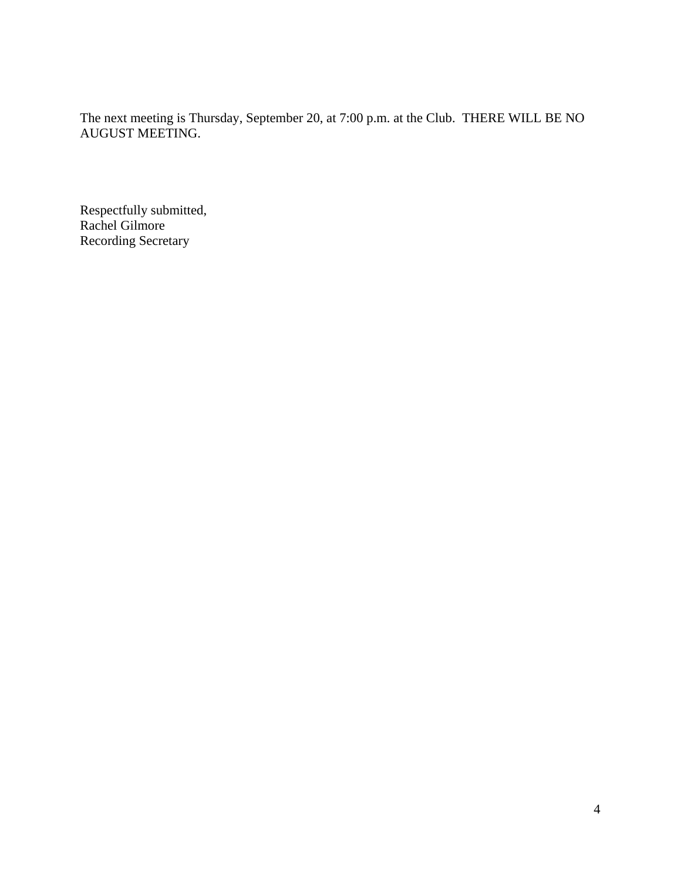The next meeting is Thursday, September 20, at 7:00 p.m. at the Club. THERE WILL BE NO AUGUST MEETING.

Respectfully submitted,
Rachel Gilmore
Recording Secretary